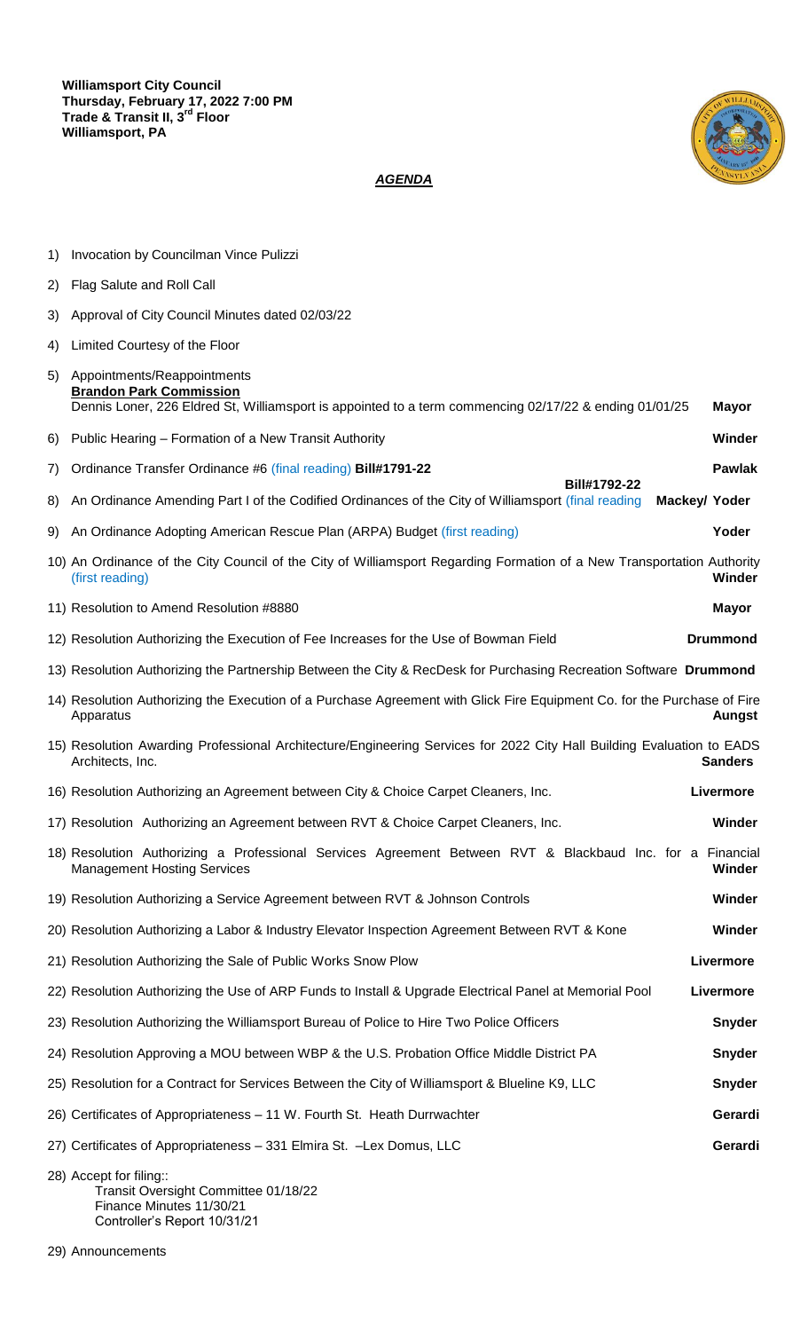**Williamsport City Council**
**Thursday, February 17, 2022 7:00 PM**
**Trade & Transit II, 3rd Floor**
**Williamsport, PA**

# ***AGENDA***

1) Invocation by Councilman Vince Pulizzi
2) Flag Salute and Roll Call
3) Approval of City Council Minutes dated 02/03/22
4) Limited Courtesy of the Floor
5) Appointments/Reappointments
   **Brandon Park Commission**
   Dennis Loner, 226 Eldred St, Williamsport is appointed to a term commencing 02/17/22 & ending 01/01/25 — **Mayor**
6) Public Hearing – Formation of a New Transit Authority — **Winder**
7) Ordinance Transfer Ordinance #6 (final reading) **Bill#1791-22** — **Pawlak**
8) An Ordinance Amending Part I of the Codified Ordinances of the City of Williamsport (final reading **Bill#1792-22** — **Mackey/ Yoder**
9) An Ordinance Adopting American Rescue Plan (ARPA) Budget (first reading) — **Yoder**
10) An Ordinance of the City Council of the City of Williamsport Regarding Formation of a New Transportation Authority (first reading) — **Winder**
11) Resolution to Amend Resolution #8880 — **Mayor**
12) Resolution Authorizing the Execution of Fee Increases for the Use of Bowman Field — **Drummond**
13) Resolution Authorizing the Partnership Between the City & RecDesk for Purchasing Recreation Software — **Drummond**
14) Resolution Authorizing the Execution of a Purchase Agreement with Glick Fire Equipment Co. for the Purchase of Fire Apparatus — **Aungst**
15) Resolution Awarding Professional Architecture/Engineering Services for 2022 City Hall Building Evaluation to EADS Architects, Inc. — **Sanders**
16) Resolution Authorizing an Agreement between City & Choice Carpet Cleaners, Inc. — **Livermore**
17) Resolution Authorizing an Agreement between RVT & Choice Carpet Cleaners, Inc. — **Winder**
18) Resolution Authorizing a Professional Services Agreement Between RVT & Blackbaud Inc. for a Financial Management Hosting Services — **Winder**
19) Resolution Authorizing a Service Agreement between RVT & Johnson Controls — **Winder**
20) Resolution Authorizing a Labor & Industry Elevator Inspection Agreement Between RVT & Kone — **Winder**
21) Resolution Authorizing the Sale of Public Works Snow Plow — **Livermore**
22) Resolution Authorizing the Use of ARP Funds to Install & Upgrade Electrical Panel at Memorial Pool — **Livermore**
23) Resolution Authorizing the Williamsport Bureau of Police to Hire Two Police Officers — **Snyder**
24) Resolution Approving a MOU between WBP & the U.S. Probation Office Middle District PA — **Snyder**
25) Resolution for a Contract for Services Between the City of Williamsport & Blueline K9, LLC — **Snyder**
26) Certificates of Appropriateness – 11 W. Fourth St. Heath Durrwachter — **Gerardi**
27) Certificates of Appropriateness – 331 Elmira St. –Lex Domus, LLC — **Gerardi**
28) Accept for filing::
    Transit Oversight Committee 01/18/22
    Finance Minutes 11/30/21
    Controller's Report 10/31/21
29) Announcements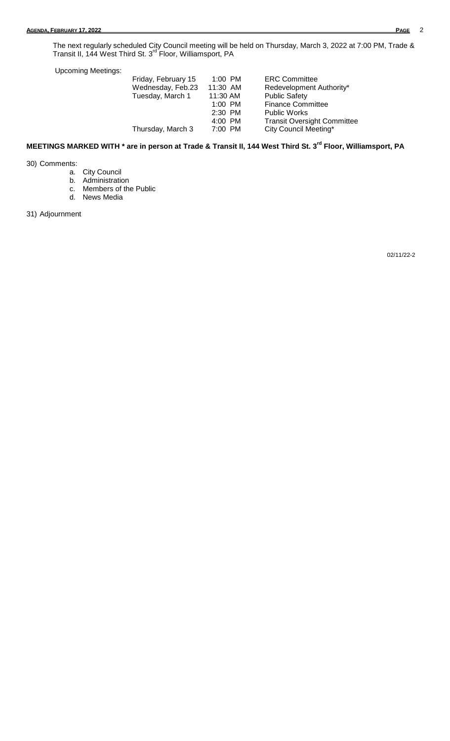The next regularly scheduled City Council meeting will be held on Thursday, March 3, 2022 at 7:00 PM, Trade & Transit II, 144 West Third St. 3rd Floor, Williamsport, PA

Upcoming Meetings:

| | | |
|---|---|---|
| Friday, February 15 | 1:00 PM | ERC Committee |
| Wednesday, Feb.23 | 11:30 AM | Redevelopment Authority* |
| Tuesday, March 1 | 11:30 AM | Public Safety |
| | 1:00 PM | Finance Committee |
| | 2:30 PM | Public Works |
| | 4:00 PM | Transit Oversight Committee |
| Thursday, March 3 | 7:00 PM | City Council Meeting* |

**MEETINGS MARKED WITH * are in person at Trade & Transit II, 144 West Third St. 3rd Floor, Williamsport, PA**

30) Comments:
   a. City Council
   b. Administration
   c. Members of the Public
   d. News Media

31) Adjournment

02/11/22-2